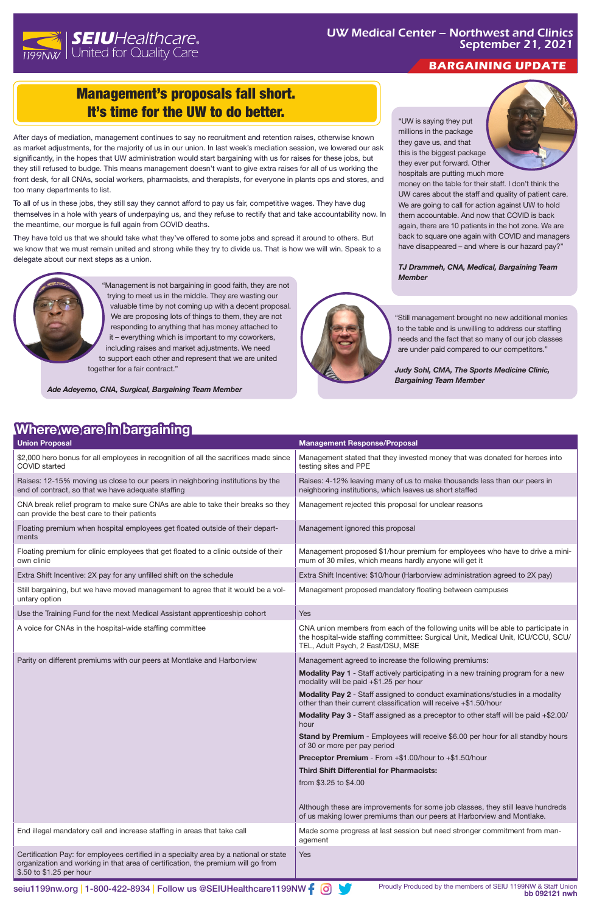SEIU Healthcare 1199NW | United for Quality Care

UW Medical Center – Northwest and Clinics
September 21, 2021

**BARGAINING UPDATE**

# Management's proposals fall short. It's time for the UW to do better.

After days of mediation, management continues to say no recruitment and retention raises, otherwise known as market adjustments, for the majority of us in our union. In last week's mediation session, we lowered our ask significantly, in the hopes that UW administration would start bargaining with us for raises for these jobs, but they still refused to budge. This means management doesn't want to give extra raises for all of us working the front desk, for all CNAs, social workers, pharmacists, and therapists, for everyone in plants ops and stores, and too many departments to list.

To all of us in these jobs, they still say they cannot afford to pay us fair, competitive wages. They have dug themselves in a hole with years of underpaying us, and they refuse to rectify that and take accountability now. In the meantime, our morgue is full again from COVID deaths.

They have told us that we should take what they've offered to some jobs and spread it around to others. But we know that we must remain united and strong while they try to divide us. That is how we will win. Speak to a delegate about our next steps as a union.

"UW is saying they put millions in the package they gave us, and that this is the biggest package they ever put forward. Other hospitals are putting much more money on the table for their staff. I don't think the UW cares about the staff and quality of patient care. We are going to call for action against UW to hold them accountable. And now that COVID is back again, there are 10 patients in the hot zone. We are back to square one again with COVID and managers have disappeared – and where is our hazard pay?"

***TJ Drammeh, CNA, Medical, Bargaining Team Member***

"Management is not bargaining in good faith, they are not trying to meet us in the middle. They are wasting our valuable time by not coming up with a decent proposal. We are proposing lots of things to them, they are not responding to anything that has money attached to it – everything which is important to my coworkers, including raises and market adjustments. We need to support each other and represent that we are united together for a fair contract."

***Ade Adeyemo, CNA, Surgical, Bargaining Team Member***

"Still management brought no new additional monies to the table and is unwilling to address our staffing needs and the fact that so many of our job classes are under paid compared to our competitors."

***Judy Sohl, CMA, The Sports Medicine Clinic, Bargaining Team Member***

## Where we are in bargaining

| Union Proposal | Management Response/Proposal |
|---|---|
| $2,000 hero bonus for all employees in recognition of all the sacrifices made since COVID started | Management stated that they invested money that was donated for heroes into testing sites and PPE |
| Raises: 12-15% moving us close to our peers in neighboring institutions by the end of contract, so that we have adequate staffing | Raises: 4-12% leaving many of us to make thousands less than our peers in neighboring institutions, which leaves us short staffed |
| CNA break relief program to make sure CNAs are able to take their breaks so they can provide the best care to their patients | Management rejected this proposal for unclear reasons |
| Floating premium when hospital employees get floated outside of their departments | Management ignored this proposal |
| Floating premium for clinic employees that get floated to a clinic outside of their own clinic | Management proposed $1/hour premium for employees who have to drive a minimum of 30 miles, which means hardly anyone will get it |
| Extra Shift Incentive: 2X pay for any unfilled shift on the schedule | Extra Shift Incentive: $10/hour (Harborview administration agreed to 2X pay) |
| Still bargaining, but we have moved management to agree that it would be a voluntary option | Management proposed mandatory floating between campuses |
| Use the Training Fund for the next Medical Assistant apprenticeship cohort | Yes |
| A voice for CNAs in the hospital-wide staffing committee | CNA union members from each of the following units will be able to participate in the hospital-wide staffing committee: Surgical Unit, Medical Unit, ICU/CCU, SCU/TEL, Adult Psych, 2 East/DSU, MSE |
| Parity on different premiums with our peers at Montlake and Harborview | Management agreed to increase the following premiums:<br>**Modality Pay 1** - Staff actively participating in a new training program for a new modality will be paid +$1.25 per hour<br>**Modality Pay 2** - Staff assigned to conduct examinations/studies in a modality other than their current classification will receive +$1.50/hour<br>**Modality Pay 3** - Staff assigned as a preceptor to other staff will be paid +$2.00/hour<br>**Stand by Premium** - Employees will receive $6.00 per hour for all standby hours of 30 or more per pay period<br>**Preceptor Premium** - From +$1.00/hour to +$1.50/hour<br>**Third Shift Differential for Pharmacists:** from $3.25 to $4.00<br>Although these are improvements for some job classes, they still leave hundreds of us making lower premiums than our peers at Harborview and Montlake. |
| End illegal mandatory call and increase staffing in areas that take call | Made some progress at last session but need stronger commitment from management |
| Certification Pay: for employees certified in a specialty area by a national or state organization and working in that area of certification, the premium will go from $.50 to $1.25 per hour | Yes |

seiu1199nw.org | 1-800-422-8934 | Follow us @SEIUHealthcare1199NW

Proudly Produced by the members of SEIU 1199NW & Staff Union
bb 092121 nwh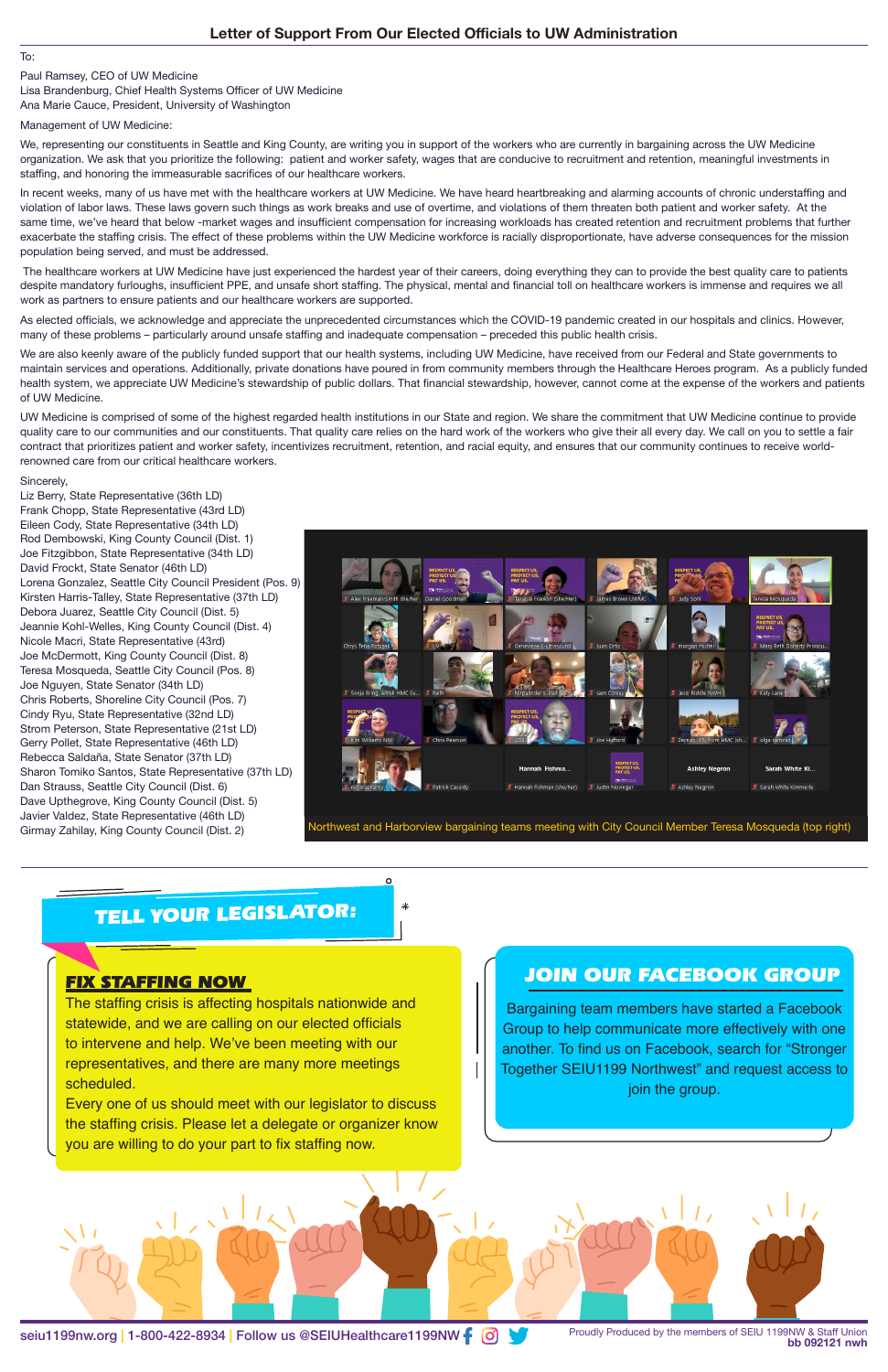## Letter of Support From Our Elected Officials to UW Administration

To:

Paul Ramsey, CEO of UW Medicine
Lisa Brandenburg, Chief Health Systems Officer of UW Medicine
Ana Marie Cauce, President, University of Washington

Management of UW Medicine:

We, representing our constituents in Seattle and King County, are writing you in support of the workers who are currently in bargaining across the UW Medicine organization. We ask that you prioritize the following: patient and worker safety, wages that are conducive to recruitment and retention, meaningful investments in staffing, and honoring the immeasurable sacrifices of our healthcare workers.

In recent weeks, many of us have met with the healthcare workers at UW Medicine. We have heard heartbreaking and alarming accounts of chronic understaffing and violation of labor laws. These laws govern such things as work breaks and use of overtime, and violations of them threaten both patient and worker safety. At the same time, we've heard that below -market wages and insufficient compensation for increasing workloads has created retention and recruitment problems that further exacerbate the staffing crisis. The effect of these problems within the UW Medicine workforce is racially disproportionate, have adverse consequences for the mission population being served, and must be addressed.

The healthcare workers at UW Medicine have just experienced the hardest year of their careers, doing everything they can to provide the best quality care to patients despite mandatory furloughs, insufficient PPE, and unsafe short staffing. The physical, mental and financial toll on healthcare workers is immense and requires we all work as partners to ensure patients and our healthcare workers are supported.

As elected officials, we acknowledge and appreciate the unprecedented circumstances which the COVID-19 pandemic created in our hospitals and clinics. However, many of these problems – particularly around unsafe staffing and inadequate compensation – preceded this public health crisis.

We are also keenly aware of the publicly funded support that our health systems, including UW Medicine, have received from our Federal and State governments to maintain services and operations. Additionally, private donations have poured in from community members through the Healthcare Heroes program. As a publicly funded health system, we appreciate UW Medicine's stewardship of public dollars. That financial stewardship, however, cannot come at the expense of the workers and patients of UW Medicine.

UW Medicine is comprised of some of the highest regarded health institutions in our State and region. We share the commitment that UW Medicine continue to provide quality care to our communities and our constituents. That quality care relies on the hard work of the workers who give their all every day. We call on you to settle a fair contract that prioritizes patient and worker safety, incentivizes recruitment, retention, and racial equity, and ensures that our community continues to receive world-renowned care from our critical healthcare workers.

Sincerely,
Liz Berry, State Representative (36th LD)
Frank Chopp, State Representative (43rd LD)
Eileen Cody, State Representative (34th LD)
Rod Dembowski, King County Council (Dist. 1)
Joe Fitzgibbon, State Representative (34th LD)
David Frockt, State Senator (46th LD)
Lorena Gonzalez, Seattle City Council President (Pos. 9)
Kirsten Harris-Talley, State Representative (37th LD)
Debora Juarez, Seattle City Council (Dist. 5)
Jeannie Kohl-Welles, King County Council (Dist. 4)
Nicole Macri, State Representative (43rd)
Joe McDermott, King County Council (Dist. 8)
Teresa Mosqueda, Seattle City Council (Pos. 8)
Joe Nguyen, State Senator (34th LD)
Chris Roberts, Shoreline City Council (Pos. 7)
Cindy Ryu, State Representative (32nd LD)
Strom Peterson, State Representative (21st LD)
Gerry Pollet, State Representative (46th LD)
Rebecca Saldaña, State Senator (37th LD)
Sharon Tomiko Santos, State Representative (37th LD)
Dan Strauss, Seattle City Council (Dist. 6)
Dave Upthegrove, King County Council (Dist. 5)
Javier Valdez, State Representative (46th LD)
Girmay Zahilay, King County Council (Dist. 2)

Northwest and Harborview bargaining teams meeting with City Council Member Teresa Mosqueda (top right)

## TELL YOUR LEGISLATOR:

### FIX STAFFING NOW

The staffing crisis is affecting hospitals nationwide and statewide, and we are calling on our elected officials to intervene and help. We've been meeting with our representatives, and there are many more meetings scheduled.

Every one of us should meet with our legislator to discuss the staffing crisis. Please let a delegate or organizer know you are willing to do your part to fix staffing now.

## JOIN OUR FACEBOOK GROUP

Bargaining team members have started a Facebook Group to help communicate more effectively with one another. To find us on Facebook, search for "Stronger Together SEIU1199 Northwest" and request access to join the group.

seiu1199nw.org | 1-800-422-8934 | Follow us @SEIUHealthcare1199NW

Proudly Produced by the members of SEIU 1199NW & Staff Union
bb 092121 nwh